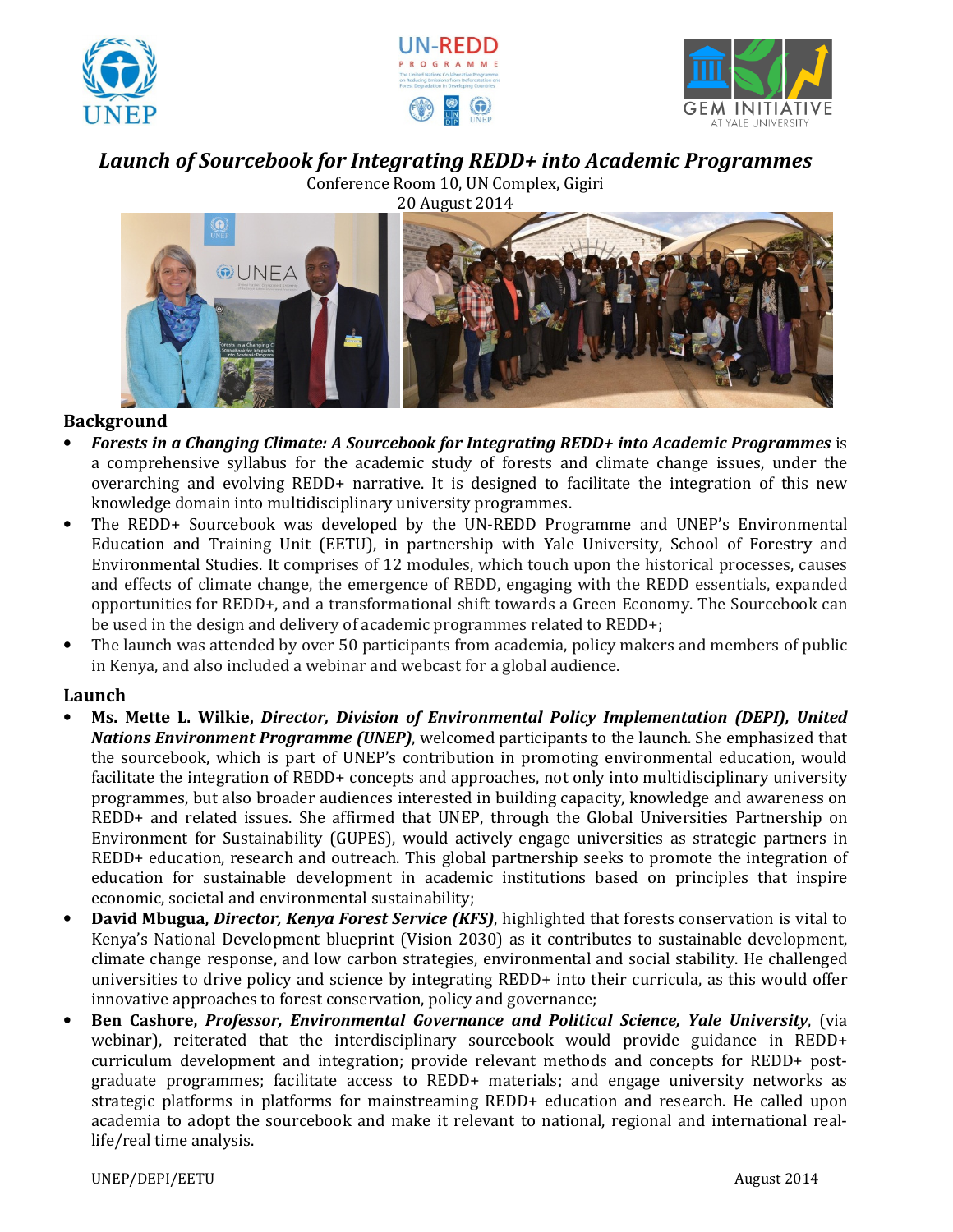# *Launch of Sourcebook for Integrating REDD+ into Academic Programmes*

Conference Room 10, UN Complex, Gigiri
20 August 2014

## Background

- ***Forests in a Changing Climate: A Sourcebook for Integrating REDD+ into Academic Programmes*** is a comprehensive syllabus for the academic study of forests and climate change issues, under the overarching and evolving REDD+ narrative. It is designed to facilitate the integration of this new knowledge domain into multidisciplinary university programmes.
- The REDD+ Sourcebook was developed by the UN-REDD Programme and UNEP's Environmental Education and Training Unit (EETU), in partnership with Yale University, School of Forestry and Environmental Studies. It comprises of 12 modules, which touch upon the historical processes, causes and effects of climate change, the emergence of REDD, engaging with the REDD essentials, expanded opportunities for REDD+, and a transformational shift towards a Green Economy. The Sourcebook can be used in the design and delivery of academic programmes related to REDD+;
- The launch was attended by over 50 participants from academia, policy makers and members of public in Kenya, and also included a webinar and webcast for a global audience.

## Launch

- **Ms. Mette L. Wilkie,** ***Director, Division of Environmental Policy Implementation (DEPI), United Nations Environment Programme (UNEP)***, welcomed participants to the launch. She emphasized that the sourcebook, which is part of UNEP's contribution in promoting environmental education, would facilitate the integration of REDD+ concepts and approaches, not only into multidisciplinary university programmes, but also broader audiences interested in building capacity, knowledge and awareness on REDD+ and related issues. She affirmed that UNEP, through the Global Universities Partnership on Environment for Sustainability (GUPES), would actively engage universities as strategic partners in REDD+ education, research and outreach. This global partnership seeks to promote the integration of education for sustainable development in academic institutions based on principles that inspire economic, societal and environmental sustainability;
- **David Mbugua,** ***Director, Kenya Forest Service (KFS)***, highlighted that forests conservation is vital to Kenya's National Development blueprint (Vision 2030) as it contributes to sustainable development, climate change response, and low carbon strategies, environmental and social stability. He challenged universities to drive policy and science by integrating REDD+ into their curricula, as this would offer innovative approaches to forest conservation, policy and governance;
- **Ben Cashore,** ***Professor, Environmental Governance and Political Science, Yale University***, (via webinar), reiterated that the interdisciplinary sourcebook would provide guidance in REDD+ curriculum development and integration; provide relevant methods and concepts for REDD+ post-graduate programmes; facilitate access to REDD+ materials; and engage university networks as strategic platforms in platforms for mainstreaming REDD+ education and research. He called upon academia to adopt the sourcebook and make it relevant to national, regional and international real-life/real time analysis.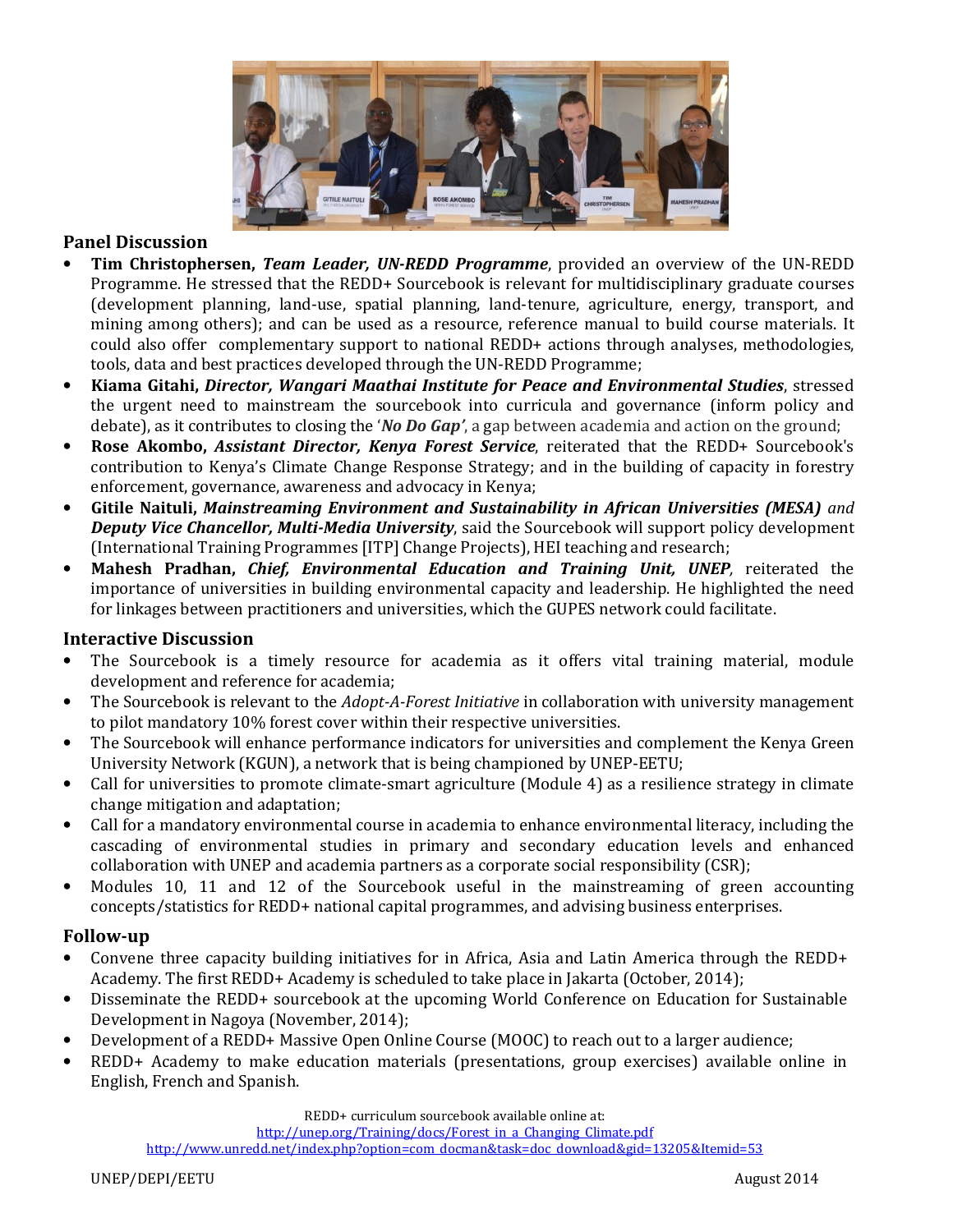## Panel Discussion

- **Tim Christophersen, *Team Leader, UN-REDD Programme***, provided an overview of the UN-REDD Programme. He stressed that the REDD+ Sourcebook is relevant for multidisciplinary graduate courses (development planning, land-use, spatial planning, land-tenure, agriculture, energy, transport, and mining among others); and can be used as a resource, reference manual to build course materials. It could also offer complementary support to national REDD+ actions through analyses, methodologies, tools, data and best practices developed through the UN-REDD Programme;
- **Kiama Gitahi, *Director, Wangari Maathai Institute for Peace and Environmental Studies***, stressed the urgent need to mainstream the sourcebook into curricula and governance (inform policy and debate), as it contributes to closing the '***No Do Gap'***, a gap between academia and action on the ground;
- **Rose Akombo, *Assistant Director, Kenya Forest Service***, reiterated that the REDD+ Sourcebook's contribution to Kenya's Climate Change Response Strategy; and in the building of capacity in forestry enforcement, governance, awareness and advocacy in Kenya;
- **Gitile Naituli, *Mainstreaming Environment and Sustainability in African Universities (MESA)*** *and* ***Deputy Vice Chancellor, Multi-Media University***, said the Sourcebook will support policy development (International Training Programmes [ITP] Change Projects), HEI teaching and research;
- **Mahesh Pradhan, *Chief, Environmental Education and Training Unit, UNEP***, reiterated the importance of universities in building environmental capacity and leadership. He highlighted the need for linkages between practitioners and universities, which the GUPES network could facilitate.

## Interactive Discussion

- The Sourcebook is a timely resource for academia as it offers vital training material, module development and reference for academia;
- The Sourcebook is relevant to the *Adopt-A-Forest Initiative* in collaboration with university management to pilot mandatory 10% forest cover within their respective universities.
- The Sourcebook will enhance performance indicators for universities and complement the Kenya Green University Network (KGUN), a network that is being championed by UNEP-EETU;
- Call for universities to promote climate-smart agriculture (Module 4) as a resilience strategy in climate change mitigation and adaptation;
- Call for a mandatory environmental course in academia to enhance environmental literacy, including the cascading of environmental studies in primary and secondary education levels and enhanced collaboration with UNEP and academia partners as a corporate social responsibility (CSR);
- Modules 10, 11 and 12 of the Sourcebook useful in the mainstreaming of green accounting concepts/statistics for REDD+ national capital programmes, and advising business enterprises.

## Follow-up

- Convene three capacity building initiatives for in Africa, Asia and Latin America through the REDD+ Academy. The first REDD+ Academy is scheduled to take place in Jakarta (October, 2014);
- Disseminate the REDD+ sourcebook at the upcoming World Conference on Education for Sustainable Development in Nagoya (November, 2014);
- Development of a REDD+ Massive Open Online Course (MOOC) to reach out to a larger audience;
- REDD+ Academy to make education materials (presentations, group exercises) available online in English, French and Spanish.

REDD+ curriculum sourcebook available online at:
http://unep.org/Training/docs/Forest_in_a_Changing_Climate.pdf
http://www.unredd.net/index.php?option=com_docman&task=doc_download&gid=13205&Itemid=53

UNEP/DEPI/EETU — August 2014